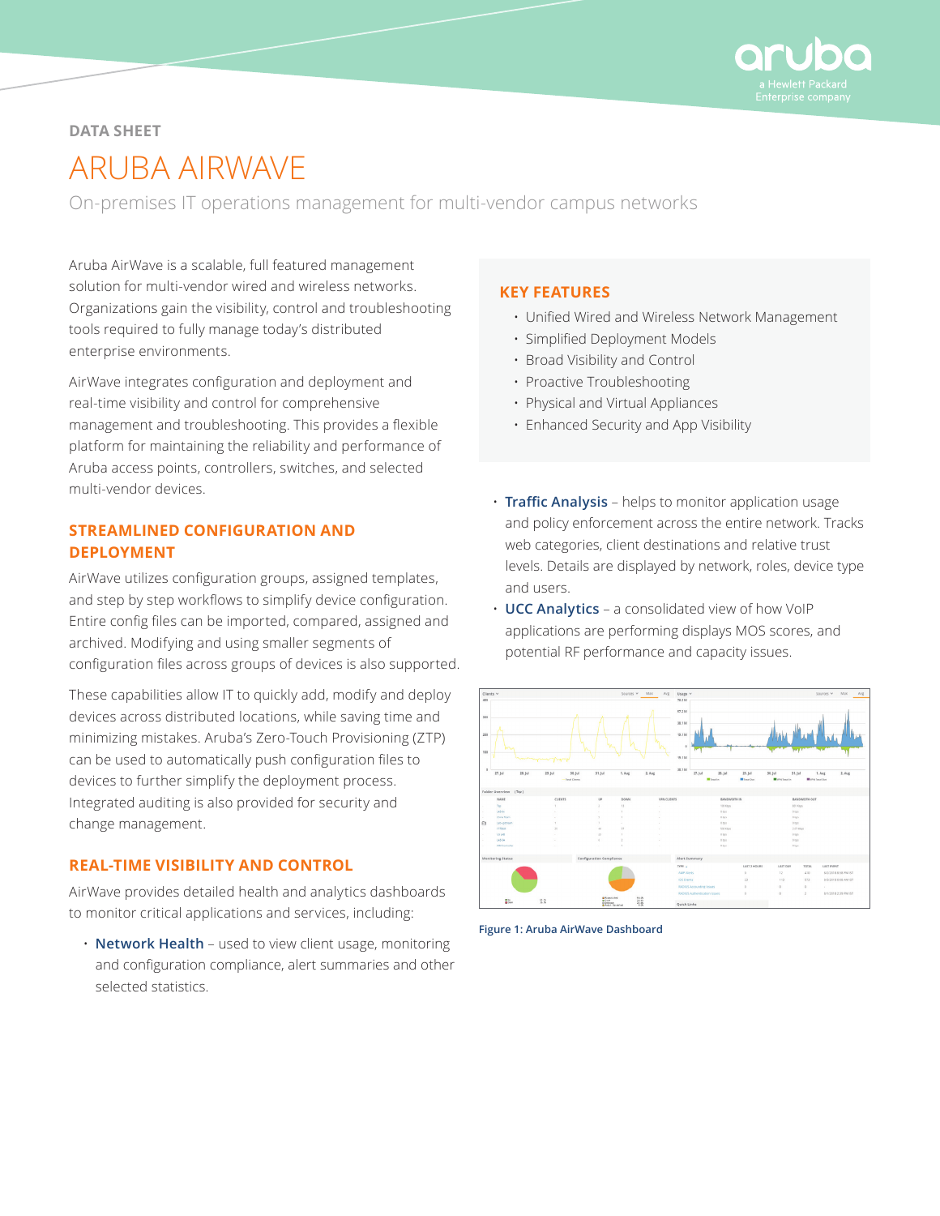DATA SHEET

# ARUBA AIRWAVE

On-premises IT operations management for multi-vendor campus networks

Aruba AirWave is a scalable, full featured management solution for multi-vendor wired and wireless networks. Organizations gain the visibility, control and troubleshooting tools required to fully manage today's distributed enterprise environments.

AirWave integrates configuration and deployment and real-time visibility and control for comprehensive management and troubleshooting. This provides a flexible platform for maintaining the reliability and performance of Aruba access points, controllers, switches, and selected multi-vendor devices.

## STREAMLINED CONFIGURATION AND DEPLOYMENT

AirWave utilizes configuration groups, assigned templates, and step by step workflows to simplify device configuration. Entire config files can be imported, compared, assigned and archived. Modifying and using smaller segments of configuration files across groups of devices is also supported.

These capabilities allow IT to quickly add, modify and deploy devices across distributed locations, while saving time and minimizing mistakes. Aruba's Zero-Touch Provisioning (ZTP) can be used to automatically push configuration files to devices to further simplify the deployment process. Integrated auditing is also provided for security and change management.

## REAL-TIME VISIBILITY AND CONTROL

AirWave provides detailed health and analytics dashboards to monitor critical applications and services, including:

- **Network Health** – used to view client usage, monitoring and configuration compliance, alert summaries and other selected statistics.
- **Traffic Analysis** – helps to monitor application usage and policy enforcement across the entire network. Tracks web categories, client destinations and relative trust levels. Details are displayed by network, roles, device type and users.
- **UCC Analytics** – a consolidated view of how VoIP applications are performing displays MOS scores, and potential RF performance and capacity issues.

## KEY FEATURES

- Unified Wired and Wireless Network Management
- Simplified Deployment Models
- Broad Visibility and Control
- Proactive Troubleshooting
- Physical and Virtual Appliances
- Enhanced Security and App Visibility

Figure 1: Aruba AirWave Dashboard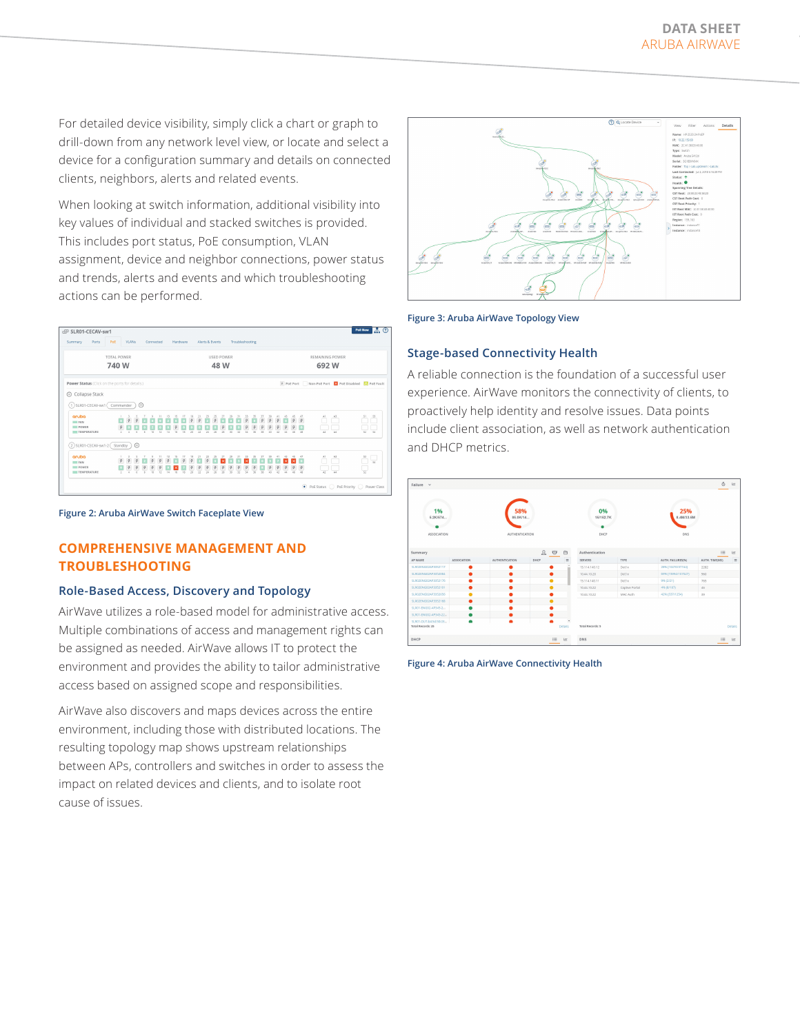For detailed device visibility, simply click a chart or graph to drill-down from any network level view, or locate and select a device for a configuration summary and details on connected clients, neighbors, alerts and related events.

When looking at switch information, additional visibility into key values of individual and stacked switches is provided. This includes port status, PoE consumption, VLAN assignment, device and neighbor connections, power status and trends, alerts and events and which troubleshooting actions can be performed.

Figure 2: Aruba AirWave Switch Faceplate View

## COMPREHENSIVE MANAGEMENT AND TROUBLESHOOTING

### Role-Based Access, Discovery and Topology

AirWave utilizes a role-based model for administrative access. Multiple combinations of access and management rights can be assigned as needed. AirWave allows IT to protect the environment and provides the ability to tailor administrative access based on assigned scope and responsibilities.

AirWave also discovers and maps devices across the entire environment, including those with distributed locations. The resulting topology map shows upstream relationships between APs, controllers and switches in order to assess the impact on related devices and clients, and to isolate root cause of issues.

Figure 3: Aruba AirWave Topology View

### Stage-based Connectivity Health

A reliable connection is the foundation of a successful user experience. AirWave monitors the connectivity of clients, to proactively help identity and resolve issues. Data points include client association, as well as network authentication and DHCP metrics.

Figure 4: Aruba AirWave Connectivity Health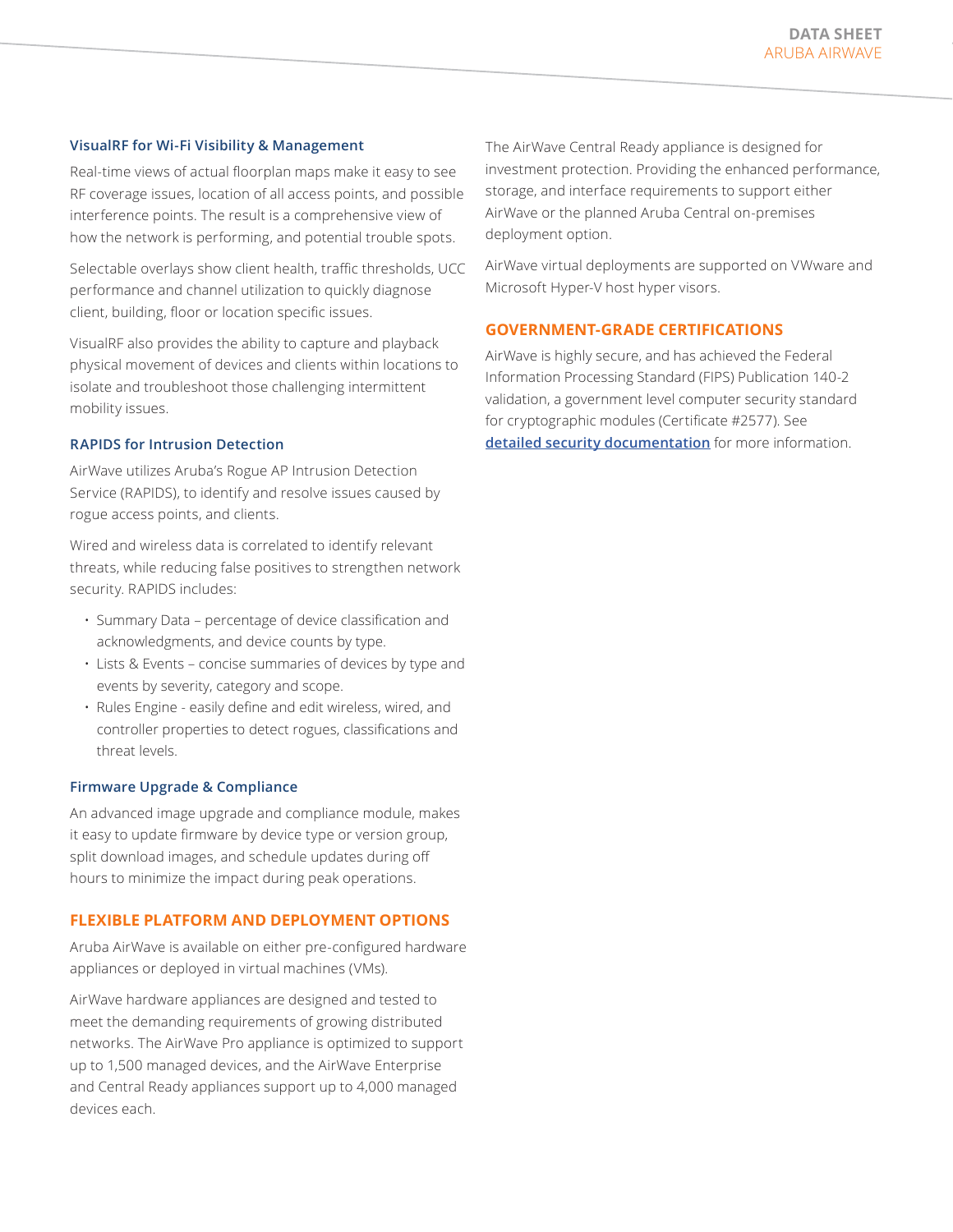### VisualRF for Wi-Fi Visibility & Management

Real-time views of actual floorplan maps make it easy to see RF coverage issues, location of all access points, and possible interference points. The result is a comprehensive view of how the network is performing, and potential trouble spots.

Selectable overlays show client health, traffic thresholds, UCC performance and channel utilization to quickly diagnose client, building, floor or location specific issues.

VisualRF also provides the ability to capture and playback physical movement of devices and clients within locations to isolate and troubleshoot those challenging intermittent mobility issues.

### RAPIDS for Intrusion Detection

AirWave utilizes Aruba's Rogue AP Intrusion Detection Service (RAPIDS), to identify and resolve issues caused by rogue access points, and clients.

Wired and wireless data is correlated to identify relevant threats, while reducing false positives to strengthen network security. RAPIDS includes:

- Summary Data – percentage of device classification and acknowledgments, and device counts by type.
- Lists & Events – concise summaries of devices by type and events by severity, category and scope.
- Rules Engine - easily define and edit wireless, wired, and controller properties to detect rogues, classifications and threat levels.

### Firmware Upgrade & Compliance

An advanced image upgrade and compliance module, makes it easy to update firmware by device type or version group, split download images, and schedule updates during off hours to minimize the impact during peak operations.

## FLEXIBLE PLATFORM AND DEPLOYMENT OPTIONS

Aruba AirWave is available on either pre-configured hardware appliances or deployed in virtual machines (VMs).

AirWave hardware appliances are designed and tested to meet the demanding requirements of growing distributed networks. The AirWave Pro appliance is optimized to support up to 1,500 managed devices, and the AirWave Enterprise and Central Ready appliances support up to 4,000 managed devices each.

The AirWave Central Ready appliance is designed for investment protection. Providing the enhanced performance, storage, and interface requirements to support either AirWave or the planned Aruba Central on-premises deployment option.

AirWave virtual deployments are supported on VWware and Microsoft Hyper-V host hyper visors.

## GOVERNMENT-GRADE CERTIFICATIONS

AirWave is highly secure, and has achieved the Federal Information Processing Standard (FIPS) Publication 140-2 validation, a government level computer security standard for cryptographic modules (Certificate #2577). See **detailed security documentation** for more information.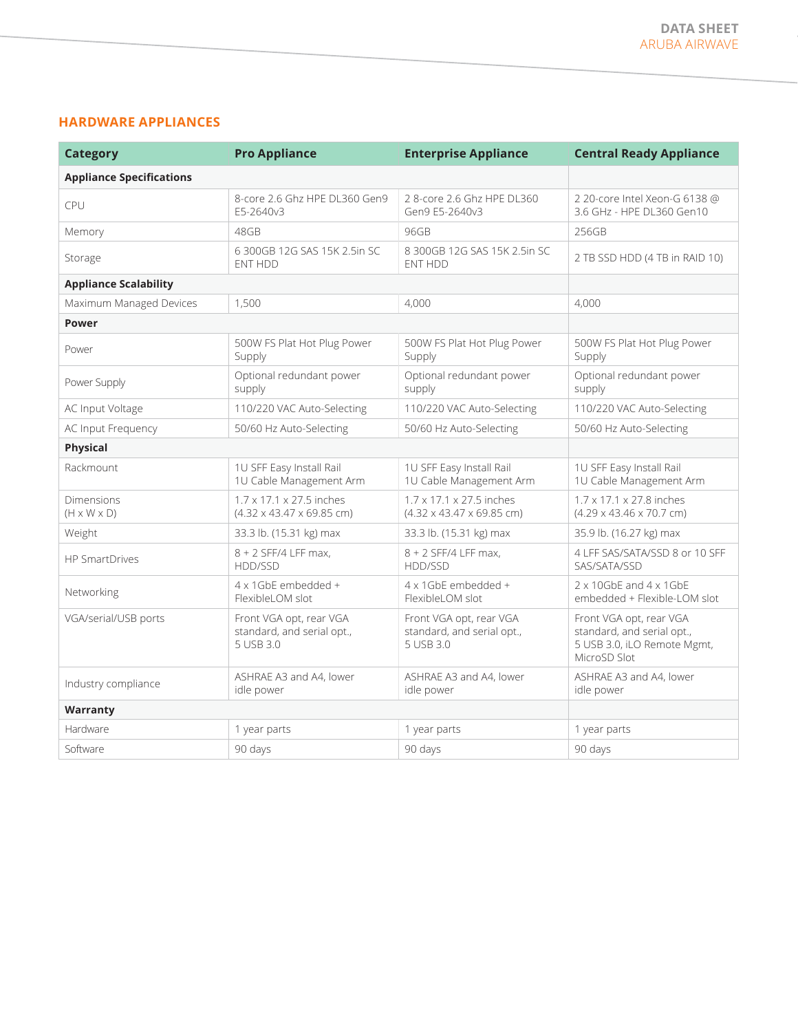## HARDWARE APPLIANCES

| Category | Pro Appliance | Enterprise Appliance | Central Ready Appliance |
|---|---|---|---|
| **Appliance Specifications** | | | |
| CPU | 8-core 2.6 Ghz HPE DL360 Gen9 E5-2640v3 | 2 8-core 2.6 Ghz HPE DL360 Gen9 E5-2640v3 | 2 20-core Intel Xeon-G 6138 @ 3.6 GHz - HPE DL360 Gen10 |
| Memory | 48GB | 96GB | 256GB |
| Storage | 6 300GB 12G SAS 15K 2.5in SC ENT HDD | 8 300GB 12G SAS 15K 2.5in SC ENT HDD | 2 TB SSD HDD (4 TB in RAID 10) |
| **Appliance Scalability** | | | |
| Maximum Managed Devices | 1,500 | 4,000 | 4,000 |
| **Power** | | | |
| Power | 500W FS Plat Hot Plug Power Supply | 500W FS Plat Hot Plug Power Supply | 500W FS Plat Hot Plug Power Supply |
| Power Supply | Optional redundant power supply | Optional redundant power supply | Optional redundant power supply |
| AC Input Voltage | 110/220 VAC Auto-Selecting | 110/220 VAC Auto-Selecting | 110/220 VAC Auto-Selecting |
| AC Input Frequency | 50/60 Hz Auto-Selecting | 50/60 Hz Auto-Selecting | 50/60 Hz Auto-Selecting |
| **Physical** | | | |
| Rackmount | 1U SFF Easy Install Rail<br>1U Cable Management Arm | 1U SFF Easy Install Rail<br>1U Cable Management Arm | 1U SFF Easy Install Rail<br>1U Cable Management Arm |
| Dimensions<br>(H x W x D) | 1.7 x 17.1 x 27.5 inches<br>(4.32 x 43.47 x 69.85 cm) | 1.7 x 17.1 x 27.5 inches<br>(4.32 x 43.47 x 69.85 cm) | 1.7 x 17.1 x 27.8 inches<br>(4.29 x 43.46 x 70.7 cm) |
| Weight | 33.3 lb. (15.31 kg) max | 33.3 lb. (15.31 kg) max | 35.9 lb. (16.27 kg) max |
| HP SmartDrives | 8 + 2 SFF/4 LFF max, HDD/SSD | 8 + 2 SFF/4 LFF max, HDD/SSD | 4 LFF SAS/SATA/SSD 8 or 10 SFF SAS/SATA/SSD |
| Networking | 4 x 1GbE embedded + FlexibleLOM slot | 4 x 1GbE embedded + FlexibleLOM slot | 2 x 10GbE and 4 x 1GbE embedded + Flexible-LOM slot |
| VGA/serial/USB ports | Front VGA opt, rear VGA standard, and serial opt., 5 USB 3.0 | Front VGA opt, rear VGA standard, and serial opt., 5 USB 3.0 | Front VGA opt, rear VGA standard, and serial opt., 5 USB 3.0, iLO Remote Mgmt, MicroSD Slot |
| Industry compliance | ASHRAE A3 and A4, lower idle power | ASHRAE A3 and A4, lower idle power | ASHRAE A3 and A4, lower idle power |
| **Warranty** | | | |
| Hardware | 1 year parts | 1 year parts | 1 year parts |
| Software | 90 days | 90 days | 90 days |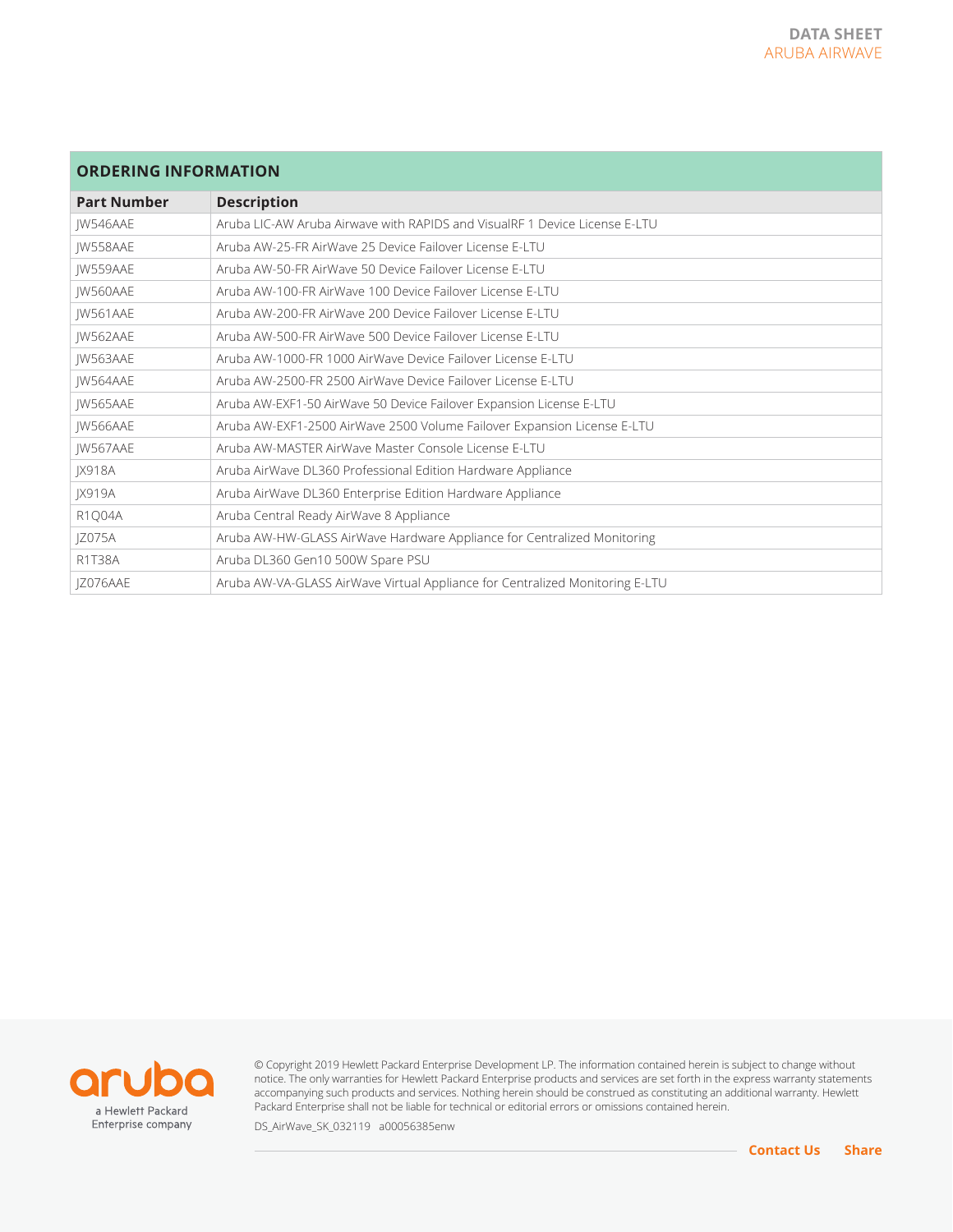## ORDERING INFORMATION

| Part Number | Description |
|---|---|
| JW546AAE | Aruba LIC-AW Aruba Airwave with RAPIDS and VisualRF 1 Device License E-LTU |
| JW558AAE | Aruba AW-25-FR AirWave 25 Device Failover License E-LTU |
| JW559AAE | Aruba AW-50-FR AirWave 50 Device Failover License E-LTU |
| JW560AAE | Aruba AW-100-FR AirWave 100 Device Failover License E-LTU |
| JW561AAE | Aruba AW-200-FR AirWave 200 Device Failover License E-LTU |
| JW562AAE | Aruba AW-500-FR AirWave 500 Device Failover License E-LTU |
| JW563AAE | Aruba AW-1000-FR 1000 AirWave Device Failover License E-LTU |
| JW564AAE | Aruba AW-2500-FR 2500 AirWave Device Failover License E-LTU |
| JW565AAE | Aruba AW-EXF1-50 AirWave 50 Device Failover Expansion License E-LTU |
| JW566AAE | Aruba AW-EXF1-2500 AirWave 2500 Volume Failover Expansion License E-LTU |
| JW567AAE | Aruba AW-MASTER AirWave Master Console License E-LTU |
| JX918A | Aruba AirWave DL360 Professional Edition Hardware Appliance |
| JX919A | Aruba AirWave DL360 Enterprise Edition Hardware Appliance |
| R1Q04A | Aruba Central Ready AirWave 8 Appliance |
| JZ075A | Aruba AW-HW-GLASS AirWave Hardware Appliance for Centralized Monitoring |
| R1T38A | Aruba DL360 Gen10 500W Spare PSU |
| JZ076AAE | Aruba AW-VA-GLASS AirWave Virtual Appliance for Centralized Monitoring E-LTU |

aruba
a Hewlett Packard Enterprise company

© Copyright 2019 Hewlett Packard Enterprise Development LP. The information contained herein is subject to change without notice. The only warranties for Hewlett Packard Enterprise products and services are set forth in the express warranty statements accompanying such products and services. Nothing herein should be construed as constituting an additional warranty. Hewlett Packard Enterprise shall not be liable for technical or editorial errors or omissions contained herein.

DS_AirWave_SK_032119 a00056385enw

Contact Us Share